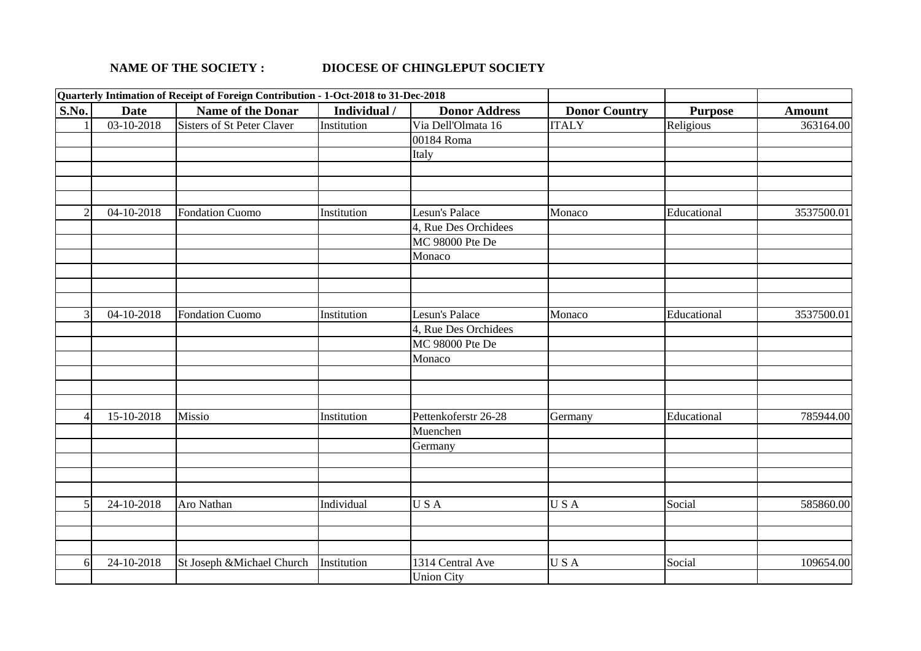**NAME OF THE SOCIETY :** **DIOCESE OF CHINGLEPUT SOCIETY**

| Quarterly Intimation of Receipt of Foreign Contribution - 1-Oct-2018 to 31-Dec-2018 | | | | | | | |
|---|---|---|---|---|---|---|---|
| **S.No.** | **Date** | **Name of the Donar** | **Individual /** | **Donor Address** | **Donor Country** | **Purpose** | **Amount** |
| 1 | 03-10-2018 | Sisters of St Peter Claver | Institution | Via Dell'Olmata 16 | ITALY | Religious | 363164.00 |
| | | | | 00184 Roma | | | |
| | | | | Italy | | | |
| | | | | | | | |
| | | | | | | | |
| | | | | | | | |
| 2 | 04-10-2018 | Fondation Cuomo | Institution | Lesun's Palace | Monaco | Educational | 3537500.01 |
| | | | | 4, Rue Des Orchidees | | | |
| | | | | MC 98000 Pte De | | | |
| | | | | Monaco | | | |
| | | | | | | | |
| | | | | | | | |
| | | | | | | | |
| 3 | 04-10-2018 | Fondation Cuomo | Institution | Lesun's Palace | Monaco | Educational | 3537500.01 |
| | | | | 4, Rue Des Orchidees | | | |
| | | | | MC 98000 Pte De | | | |
| | | | | Monaco | | | |
| | | | | | | | |
| | | | | | | | |
| | | | | | | | |
| 4 | 15-10-2018 | Missio | Institution | Pettenkoferstr 26-28 | Germany | Educational | 785944.00 |
| | | | | Muenchen | | | |
| | | | | Germany | | | |
| | | | | | | | |
| | | | | | | | |
| | | | | | | | |
| 5 | 24-10-2018 | Aro Nathan | Individual | U S A | U S A | Social | 585860.00 |
| | | | | | | | |
| | | | | | | | |
| | | | | | | | |
| 6 | 24-10-2018 | St Joseph &Michael Church | Institution | 1314 Central Ave | U S A | Social | 109654.00 |
| | | | | Union City | | | |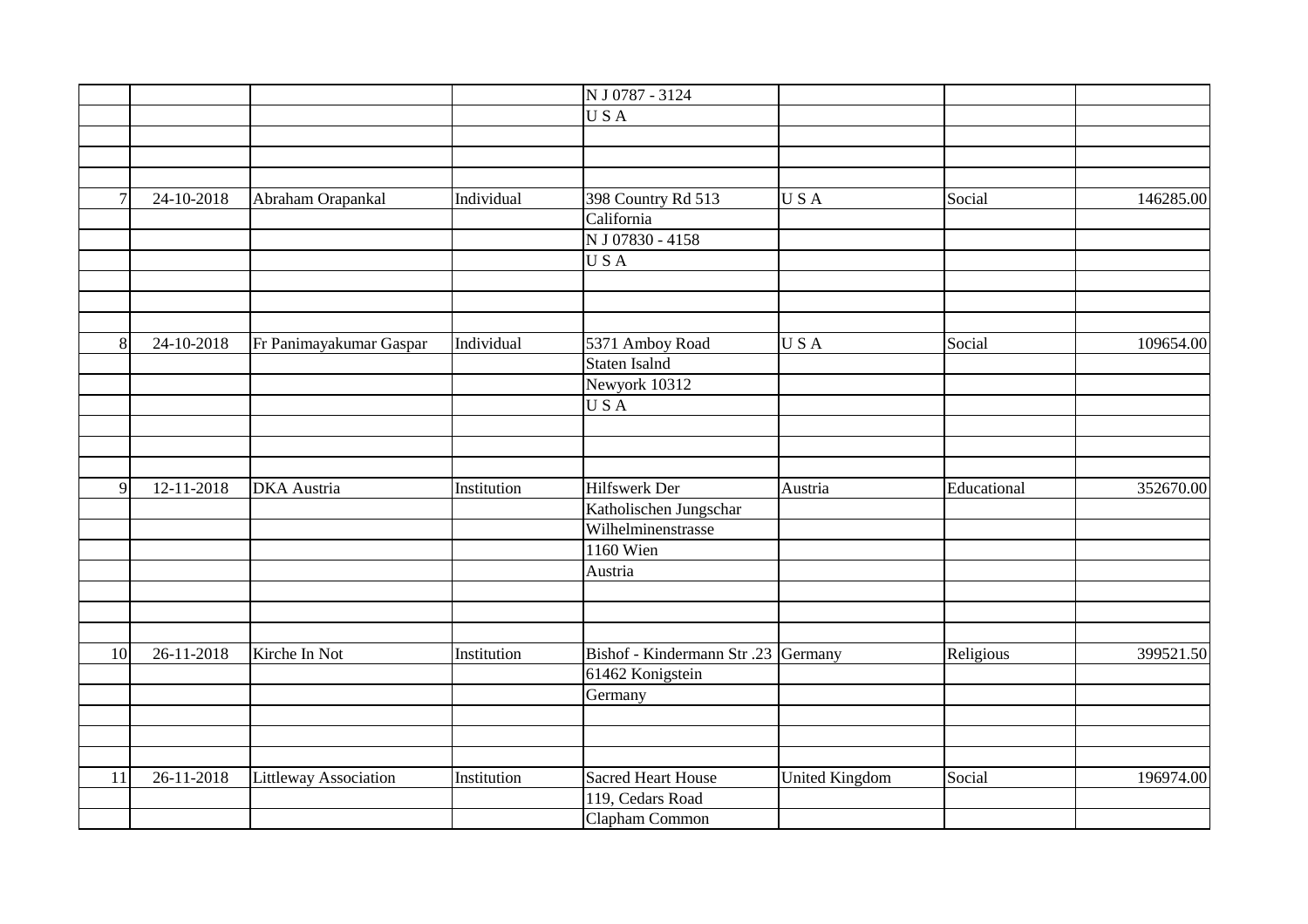|  |  |  |  |  |  |  |  |
|---|---|---|---|---|---|---|---|
|  |  |  |  | N J 0787 - 3124 |  |  |  |
|  |  |  |  | U S A |  |  |  |
|  |  |  |  |  |  |  |  |
|  |  |  |  |  |  |  |  |
|  |  |  |  |  |  |  |  |
| 7 | 24-10-2018 | Abraham Orapankal | Individual | 398 Country Rd 513 | U S A | Social | 146285.00 |
|  |  |  |  | California |  |  |  |
|  |  |  |  | N J 07830 - 4158 |  |  |  |
|  |  |  |  | U S A |  |  |  |
|  |  |  |  |  |  |  |  |
|  |  |  |  |  |  |  |  |
|  |  |  |  |  |  |  |  |
| 8 | 24-10-2018 | Fr Panimayakumar Gaspar | Individual | 5371 Amboy Road | U S A | Social | 109654.00 |
|  |  |  |  | Staten Isalnd |  |  |  |
|  |  |  |  | Newyork 10312 |  |  |  |
|  |  |  |  | U S A |  |  |  |
|  |  |  |  |  |  |  |  |
|  |  |  |  |  |  |  |  |
|  |  |  |  |  |  |  |  |
| 9 | 12-11-2018 | DKA Austria | Institution | Hilfswerk Der | Austria | Educational | 352670.00 |
|  |  |  |  | Katholischen Jungschar |  |  |  |
|  |  |  |  | Wilhelminenstrasse |  |  |  |
|  |  |  |  | 1160 Wien |  |  |  |
|  |  |  |  | Austria |  |  |  |
|  |  |  |  |  |  |  |  |
|  |  |  |  |  |  |  |  |
|  |  |  |  |  |  |  |  |
| 10 | 26-11-2018 | Kirche In Not | Institution | Bishof - Kindermann Str .23 | Germany | Religious | 399521.50 |
|  |  |  |  | 61462 Konigstein |  |  |  |
|  |  |  |  | Germany |  |  |  |
|  |  |  |  |  |  |  |  |
|  |  |  |  |  |  |  |  |
|  |  |  |  |  |  |  |  |
| 11 | 26-11-2018 | Littleway Association | Institution | Sacred Heart House | United Kingdom | Social | 196974.00 |
|  |  |  |  | 119, Cedars Road |  |  |  |
|  |  |  |  | Clapham Common |  |  |  |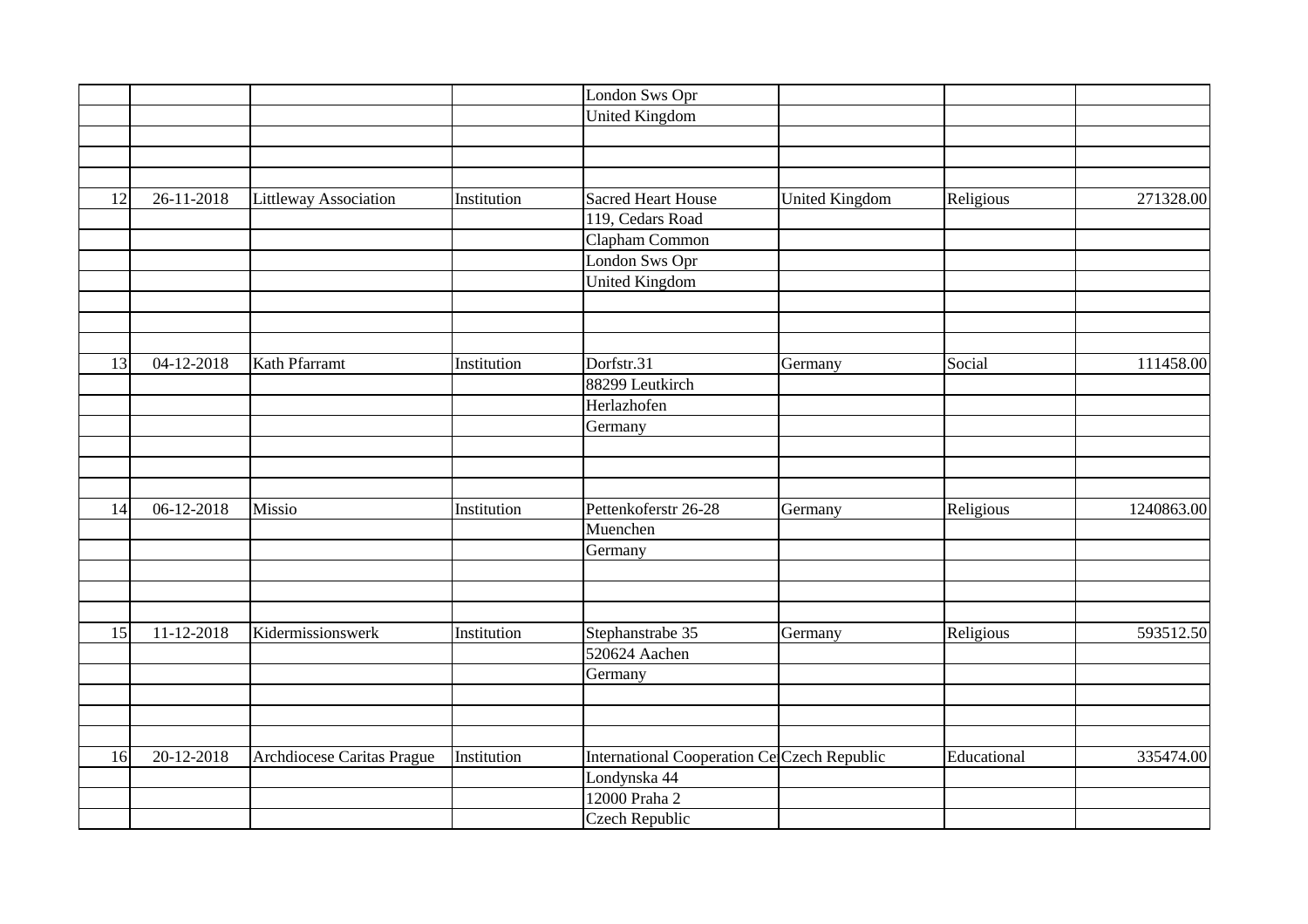| | | | | | | | |
|---|---|---|---|---|---|---|---|
| | | | | London Sws Opr | | | |
| | | | | United Kingdom | | | |
| | | | | | | | |
| | | | | | | | |
| | | | | | | | |
| 12 | 26-11-2018 | Littleway Association | Institution | Sacred Heart House | United Kingdom | Religious | 271328.00 |
| | | | | 119, Cedars Road | | | |
| | | | | Clapham Common | | | |
| | | | | London Sws Opr | | | |
| | | | | United Kingdom | | | |
| | | | | | | | |
| | | | | | | | |
| | | | | | | | |
| 13 | 04-12-2018 | Kath Pfarramt | Institution | Dorfstr.31 | Germany | Social | 111458.00 |
| | | | | 88299 Leutkirch | | | |
| | | | | Herlazhofen | | | |
| | | | | Germany | | | |
| | | | | | | | |
| | | | | | | | |
| | | | | | | | |
| 14 | 06-12-2018 | Missio | Institution | Pettenkoferstr 26-28 | Germany | Religious | 1240863.00 |
| | | | | Muenchen | | | |
| | | | | Germany | | | |
| | | | | | | | |
| | | | | | | | |
| | | | | | | | |
| 15 | 11-12-2018 | Kidermissionswerk | Institution | Stephanstrabe 35 | Germany | Religious | 593512.50 |
| | | | | 520624 Aachen | | | |
| | | | | Germany | | | |
| | | | | | | | |
| | | | | | | | |
| | | | | | | | |
| 16 | 20-12-2018 | Archdiocese Caritas Prague | Institution | International Cooperation Ce | Czech Republic | Educational | 335474.00 |
| | | | | Londynska 44 | | | |
| | | | | 12000 Praha 2 | | | |
| | | | | Czech Republic | | | |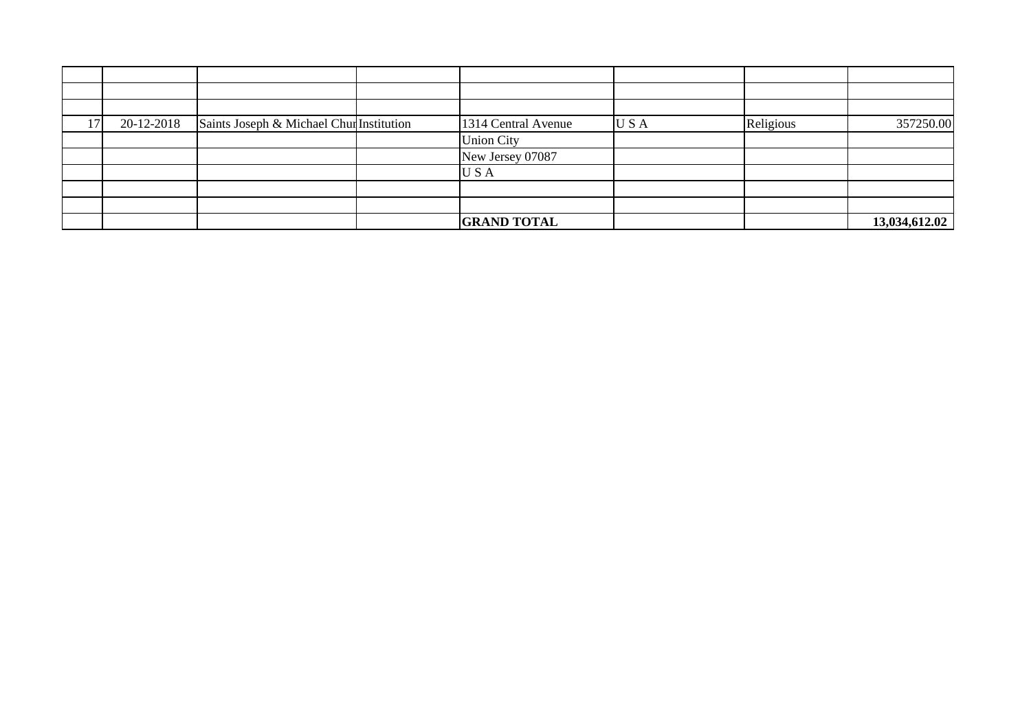| | | | | | | | |
|---|---|---|---|---|---|---|---|
| | | | | | | | |
| | | | | | | | |
| | | | | | | | |
| 17 | 20-12-2018 | Saints Joseph & Michael Chur | Institution | 1314 Central Avenue | U S A | Religious | 357250.00 |
| | | | | Union City | | | |
| | | | | New Jersey 07087 | | | |
| | | | | U S A | | | |
| | | | | | | | |
| | | | | | | | |
| | | | | **GRAND TOTAL** | | | **13,034,612.02** |